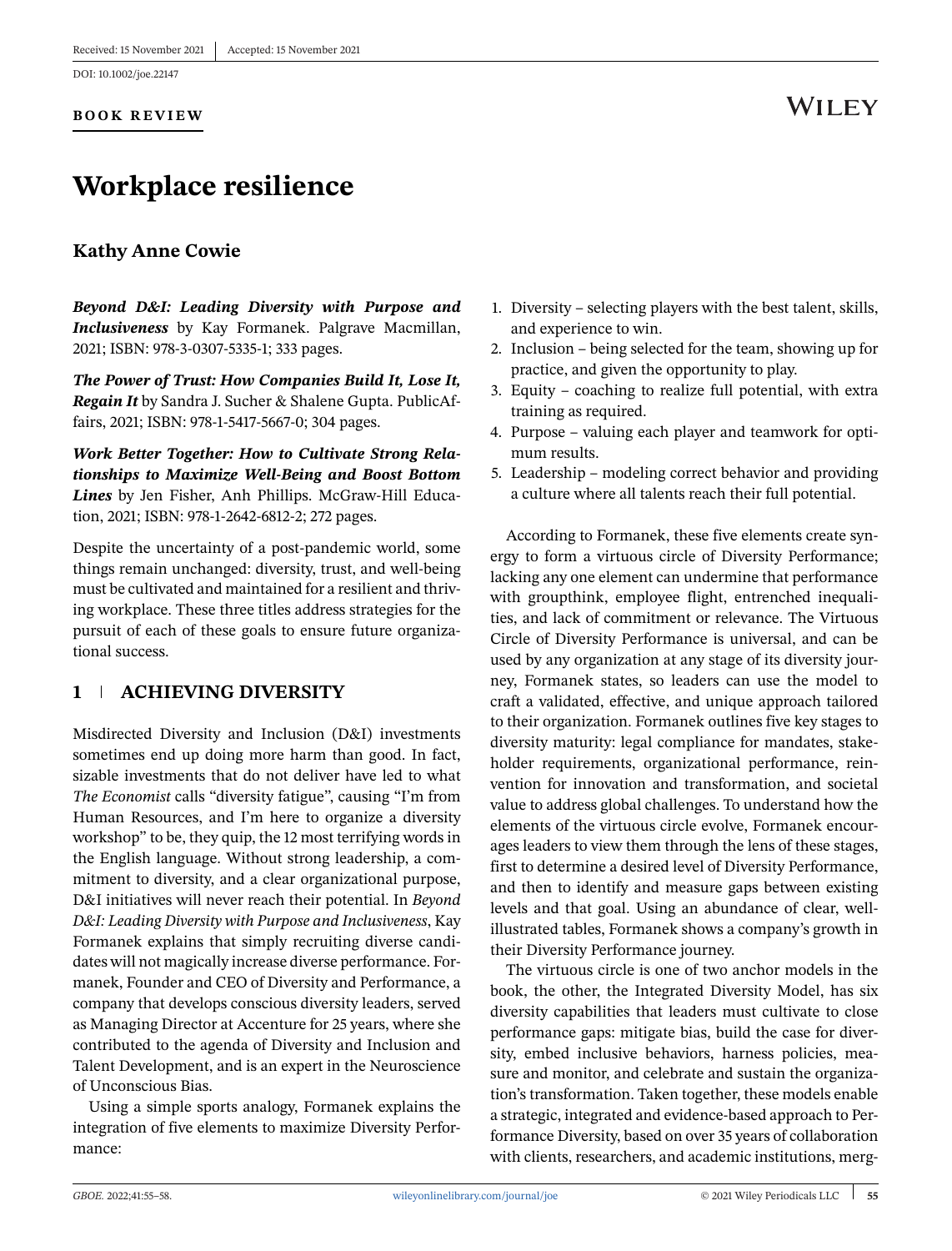BOOK REVIEW

# Workplace resilience

**Kathy Anne Cowie**

***Beyond D&I: Leading Diversity with Purpose and Inclusiveness*** by Kay Formanek. Palgrave Macmillan, 2021; ISBN: 978-3-0307-5335-1; 333 pages.

***The Power of Trust: How Companies Build It, Lose It, Regain It*** by Sandra J. Sucher & Shalene Gupta. PublicAffairs, 2021; ISBN: 978-1-5417-5667-0; 304 pages.

***Work Better Together: How to Cultivate Strong Relationships to Maximize Well-Being and Boost Bottom Lines*** by Jen Fisher, Anh Phillips. McGraw-Hill Education, 2021; ISBN: 978-1-2642-6812-2; 272 pages.

Despite the uncertainty of a post-pandemic world, some things remain unchanged: diversity, trust, and well-being must be cultivated and maintained for a resilient and thriving workplace. These three titles address strategies for the pursuit of each of these goals to ensure future organizational success.

## 1 ACHIEVING DIVERSITY

Misdirected Diversity and Inclusion (D&I) investments sometimes end up doing more harm than good. In fact, sizable investments that do not deliver have led to what *The Economist* calls "diversity fatigue", causing "I'm from Human Resources, and I'm here to organize a diversity workshop" to be, they quip, the 12 most terrifying words in the English language. Without strong leadership, a commitment to diversity, and a clear organizational purpose, D&I initiatives will never reach their potential. In *Beyond D&I: Leading Diversity with Purpose and Inclusiveness*, Kay Formanek explains that simply recruiting diverse candidates will not magically increase diverse performance. Formanek, Founder and CEO of Diversity and Performance, a company that develops conscious diversity leaders, served as Managing Director at Accenture for 25 years, where she contributed to the agenda of Diversity and Inclusion and Talent Development, and is an expert in the Neuroscience of Unconscious Bias.

Using a simple sports analogy, Formanek explains the integration of five elements to maximize Diversity Performance:

1. Diversity – selecting players with the best talent, skills, and experience to win.
2. Inclusion – being selected for the team, showing up for practice, and given the opportunity to play.
3. Equity – coaching to realize full potential, with extra training as required.
4. Purpose – valuing each player and teamwork for optimum results.
5. Leadership – modeling correct behavior and providing a culture where all talents reach their full potential.

According to Formanek, these five elements create synergy to form a virtuous circle of Diversity Performance; lacking any one element can undermine that performance with groupthink, employee flight, entrenched inequalities, and lack of commitment or relevance. The Virtuous Circle of Diversity Performance is universal, and can be used by any organization at any stage of its diversity journey, Formanek states, so leaders can use the model to craft a validated, effective, and unique approach tailored to their organization. Formanek outlines five key stages to diversity maturity: legal compliance for mandates, stakeholder requirements, organizational performance, reinvention for innovation and transformation, and societal value to address global challenges. To understand how the elements of the virtuous circle evolve, Formanek encourages leaders to view them through the lens of these stages, first to determine a desired level of Diversity Performance, and then to identify and measure gaps between existing levels and that goal. Using an abundance of clear, well-illustrated tables, Formanek shows a company's growth in their Diversity Performance journey.

The virtuous circle is one of two anchor models in the book, the other, the Integrated Diversity Model, has six diversity capabilities that leaders must cultivate to close performance gaps: mitigate bias, build the case for diversity, embed inclusive behaviors, harness policies, measure and monitor, and celebrate and sustain the organization's transformation. Taken together, these models enable a strategic, integrated and evidence-based approach to Performance Diversity, based on over 35 years of collaboration with clients, researchers, and academic institutions, merg-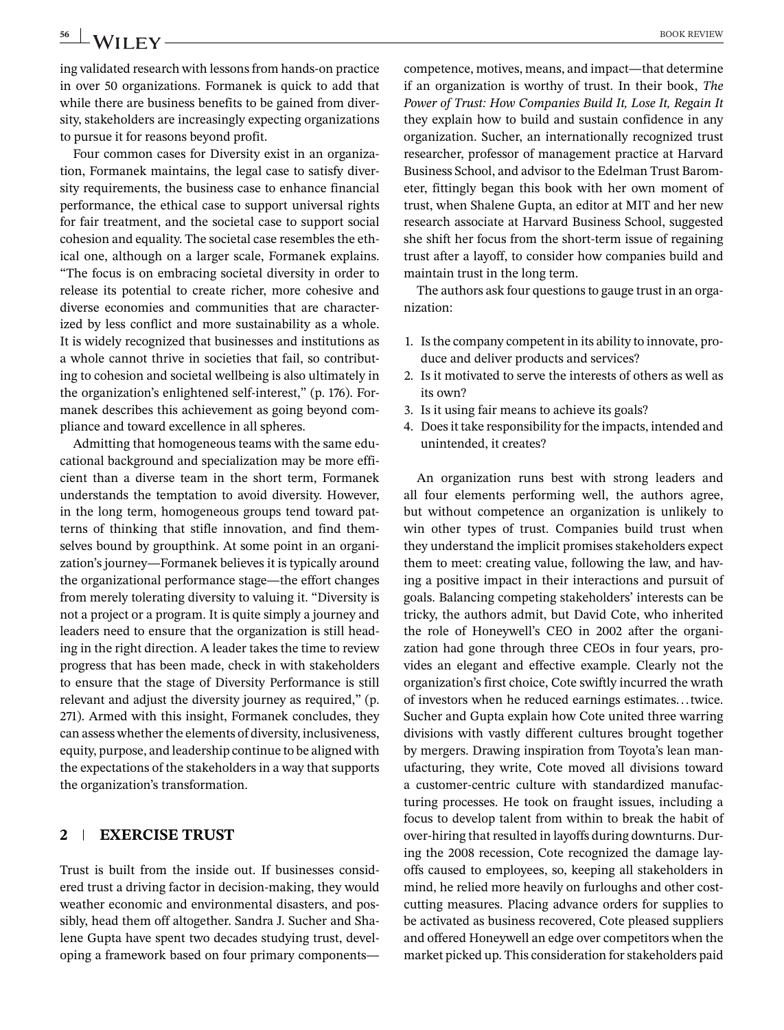ing validated research with lessons from hands-on practice in over 50 organizations. Formanek is quick to add that while there are business benefits to be gained from diversity, stakeholders are increasingly expecting organizations to pursue it for reasons beyond profit.

Four common cases for Diversity exist in an organization, Formanek maintains, the legal case to satisfy diversity requirements, the business case to enhance financial performance, the ethical case to support universal rights for fair treatment, and the societal case to support social cohesion and equality. The societal case resembles the ethical one, although on a larger scale, Formanek explains. "The focus is on embracing societal diversity in order to release its potential to create richer, more cohesive and diverse economies and communities that are characterized by less conflict and more sustainability as a whole. It is widely recognized that businesses and institutions as a whole cannot thrive in societies that fail, so contributing to cohesion and societal wellbeing is also ultimately in the organization's enlightened self-interest," (p. 176). Formanek describes this achievement as going beyond compliance and toward excellence in all spheres.

Admitting that homogeneous teams with the same educational background and specialization may be more efficient than a diverse team in the short term, Formanek understands the temptation to avoid diversity. However, in the long term, homogeneous groups tend toward patterns of thinking that stifle innovation, and find themselves bound by groupthink. At some point in an organization's journey—Formanek believes it is typically around the organizational performance stage—the effort changes from merely tolerating diversity to valuing it. "Diversity is not a project or a program. It is quite simply a journey and leaders need to ensure that the organization is still heading in the right direction. A leader takes the time to review progress that has been made, check in with stakeholders to ensure that the stage of Diversity Performance is still relevant and adjust the diversity journey as required," (p. 271). Armed with this insight, Formanek concludes, they can assess whether the elements of diversity, inclusiveness, equity, purpose, and leadership continue to be aligned with the expectations of the stakeholders in a way that supports the organization's transformation.

## 2 | EXERCISE TRUST

Trust is built from the inside out. If businesses considered trust a driving factor in decision-making, they would weather economic and environmental disasters, and possibly, head them off altogether. Sandra J. Sucher and Shalene Gupta have spent two decades studying trust, developing a framework based on four primary components—competence, motives, means, and impact—that determine if an organization is worthy of trust. In their book, *The Power of Trust: How Companies Build It, Lose It, Regain It* they explain how to build and sustain confidence in any organization. Sucher, an internationally recognized trust researcher, professor of management practice at Harvard Business School, and advisor to the Edelman Trust Barometer, fittingly began this book with her own moment of trust, when Shalene Gupta, an editor at MIT and her new research associate at Harvard Business School, suggested she shift her focus from the short-term issue of regaining trust after a layoff, to consider how companies build and maintain trust in the long term.

The authors ask four questions to gauge trust in an organization:

1. Is the company competent in its ability to innovate, produce and deliver products and services?
2. Is it motivated to serve the interests of others as well as its own?
3. Is it using fair means to achieve its goals?
4. Does it take responsibility for the impacts, intended and unintended, it creates?

An organization runs best with strong leaders and all four elements performing well, the authors agree, but without competence an organization is unlikely to win other types of trust. Companies build trust when they understand the implicit promises stakeholders expect them to meet: creating value, following the law, and having a positive impact in their interactions and pursuit of goals. Balancing competing stakeholders' interests can be tricky, the authors admit, but David Cote, who inherited the role of Honeywell's CEO in 2002 after the organization had gone through three CEOs in four years, provides an elegant and effective example. Clearly not the organization's first choice, Cote swiftly incurred the wrath of investors when he reduced earnings estimates…twice. Sucher and Gupta explain how Cote united three warring divisions with vastly different cultures brought together by mergers. Drawing inspiration from Toyota's lean manufacturing, they write, Cote moved all divisions toward a customer-centric culture with standardized manufacturing processes. He took on fraught issues, including a focus to develop talent from within to break the habit of over-hiring that resulted in layoffs during downturns. During the 2008 recession, Cote recognized the damage layoffs caused to employees, so, keeping all stakeholders in mind, he relied more heavily on furloughs and other cost-cutting measures. Placing advance orders for supplies to be activated as business recovered, Cote pleased suppliers and offered Honeywell an edge over competitors when the market picked up. This consideration for stakeholders paid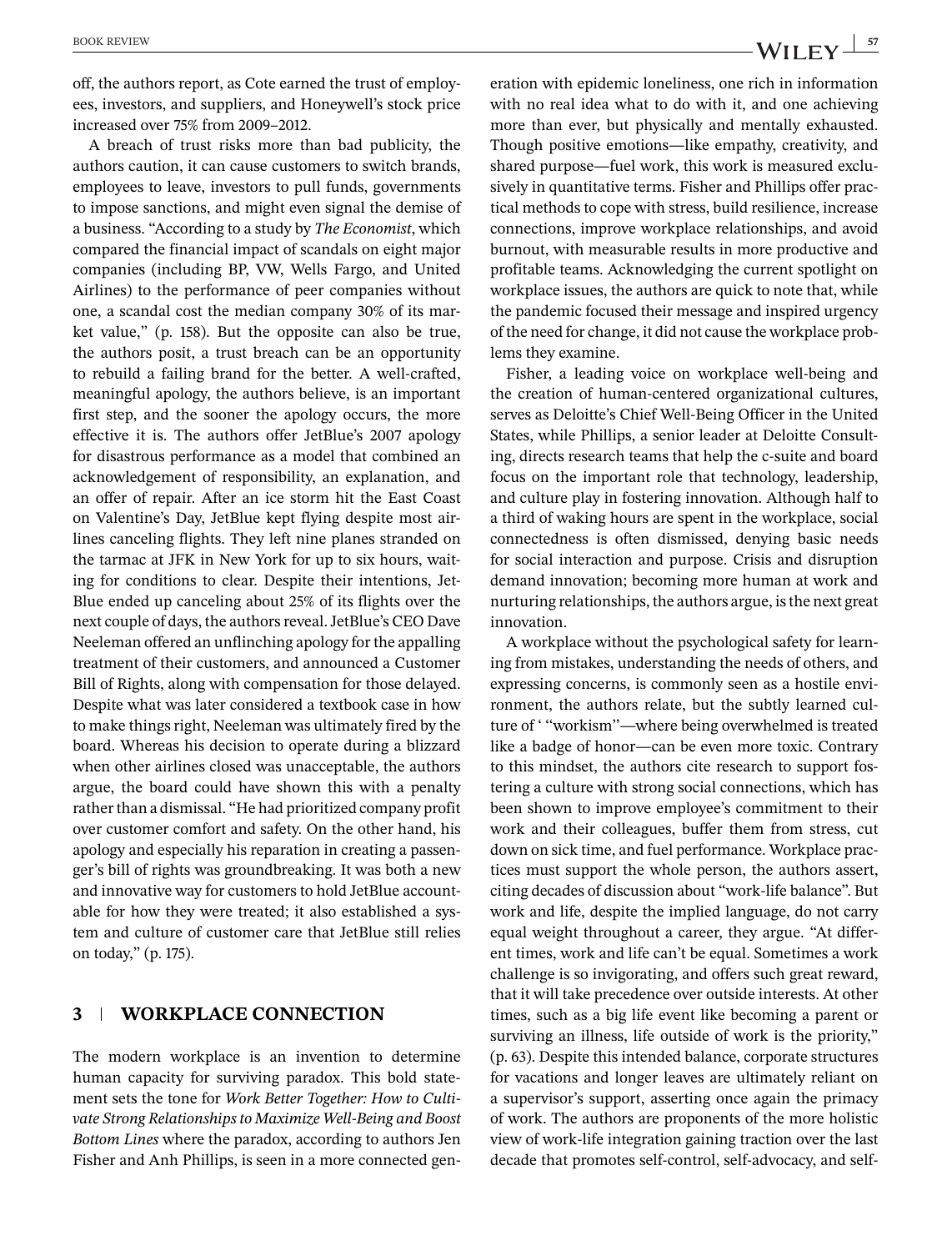off, the authors report, as Cote earned the trust of employees, investors, and suppliers, and Honeywell's stock price increased over 75% from 2009–2012.

A breach of trust risks more than bad publicity, the authors caution, it can cause customers to switch brands, employees to leave, investors to pull funds, governments to impose sanctions, and might even signal the demise of a business. "According to a study by *The Economist*, which compared the financial impact of scandals on eight major companies (including BP, VW, Wells Fargo, and United Airlines) to the performance of peer companies without one, a scandal cost the median company 30% of its market value," (p. 158). But the opposite can also be true, the authors posit, a trust breach can be an opportunity to rebuild a failing brand for the better. A well-crafted, meaningful apology, the authors believe, is an important first step, and the sooner the apology occurs, the more effective it is. The authors offer JetBlue's 2007 apology for disastrous performance as a model that combined an acknowledgement of responsibility, an explanation, and an offer of repair. After an ice storm hit the East Coast on Valentine's Day, JetBlue kept flying despite most airlines canceling flights. They left nine planes stranded on the tarmac at JFK in New York for up to six hours, waiting for conditions to clear. Despite their intentions, JetBlue ended up canceling about 25% of its flights over the next couple of days, the authors reveal. JetBlue's CEO Dave Neeleman offered an unflinching apology for the appalling treatment of their customers, and announced a Customer Bill of Rights, along with compensation for those delayed. Despite what was later considered a textbook case in how to make things right, Neeleman was ultimately fired by the board. Whereas his decision to operate during a blizzard when other airlines closed was unacceptable, the authors argue, the board could have shown this with a penalty rather than a dismissal. "He had prioritized company profit over customer comfort and safety. On the other hand, his apology and especially his reparation in creating a passenger's bill of rights was groundbreaking. It was both a new and innovative way for customers to hold JetBlue accountable for how they were treated; it also established a system and culture of customer care that JetBlue still relies on today," (p. 175).

## 3 | WORKPLACE CONNECTION

The modern workplace is an invention to determine human capacity for surviving paradox. This bold statement sets the tone for *Work Better Together: How to Cultivate Strong Relationships to Maximize Well-Being and Boost Bottom Lines* where the paradox, according to authors Jen Fisher and Anh Phillips, is seen in a more connected generation with epidemic loneliness, one rich in information with no real idea what to do with it, and one achieving more than ever, but physically and mentally exhausted. Though positive emotions—like empathy, creativity, and shared purpose—fuel work, this work is measured exclusively in quantitative terms. Fisher and Phillips offer practical methods to cope with stress, build resilience, increase connections, improve workplace relationships, and avoid burnout, with measurable results in more productive and profitable teams. Acknowledging the current spotlight on workplace issues, the authors are quick to note that, while the pandemic focused their message and inspired urgency of the need for change, it did not cause the workplace problems they examine.

Fisher, a leading voice on workplace well-being and the creation of human-centered organizational cultures, serves as Deloitte's Chief Well-Being Officer in the United States, while Phillips, a senior leader at Deloitte Consulting, directs research teams that help the c-suite and board focus on the important role that technology, leadership, and culture play in fostering innovation. Although half to a third of waking hours are spent in the workplace, social connectedness is often dismissed, denying basic needs for social interaction and purpose. Crisis and disruption demand innovation; becoming more human at work and nurturing relationships, the authors argue, is the next great innovation.

A workplace without the psychological safety for learning from mistakes, understanding the needs of others, and expressing concerns, is commonly seen as a hostile environment, the authors relate, but the subtly learned culture of ' "workism"—where being overwhelmed is treated like a badge of honor—can be even more toxic. Contrary to this mindset, the authors cite research to support fostering a culture with strong social connections, which has been shown to improve employee's commitment to their work and their colleagues, buffer them from stress, cut down on sick time, and fuel performance. Workplace practices must support the whole person, the authors assert, citing decades of discussion about "work-life balance". But work and life, despite the implied language, do not carry equal weight throughout a career, they argue. "At different times, work and life can't be equal. Sometimes a work challenge is so invigorating, and offers such great reward, that it will take precedence over outside interests. At other times, such as a big life event like becoming a parent or surviving an illness, life outside of work is the priority," (p. 63). Despite this intended balance, corporate structures for vacations and longer leaves are ultimately reliant on a supervisor's support, asserting once again the primacy of work. The authors are proponents of the more holistic view of work-life integration gaining traction over the last decade that promotes self-control, self-advocacy, and self-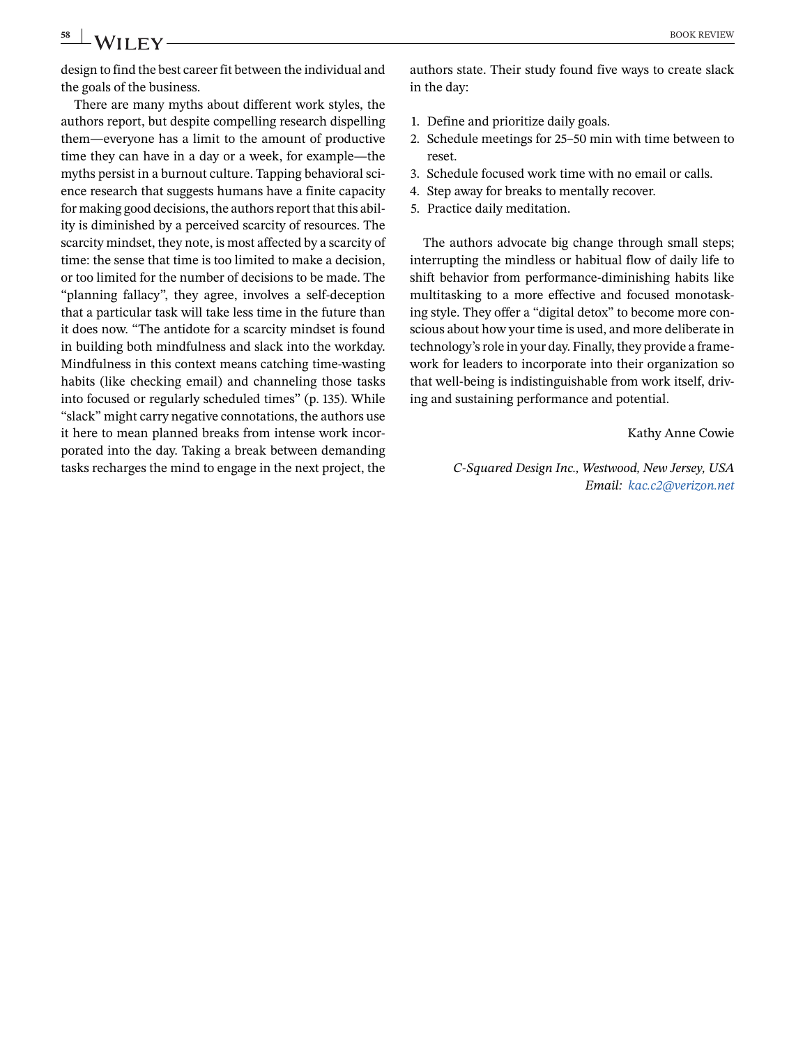design to find the best career fit between the individual and the goals of the business.

There are many myths about different work styles, the authors report, but despite compelling research dispelling them—everyone has a limit to the amount of productive time they can have in a day or a week, for example—the myths persist in a burnout culture. Tapping behavioral science research that suggests humans have a finite capacity for making good decisions, the authors report that this ability is diminished by a perceived scarcity of resources. The scarcity mindset, they note, is most affected by a scarcity of time: the sense that time is too limited to make a decision, or too limited for the number of decisions to be made. The "planning fallacy", they agree, involves a self-deception that a particular task will take less time in the future than it does now. "The antidote for a scarcity mindset is found in building both mindfulness and slack into the workday. Mindfulness in this context means catching time-wasting habits (like checking email) and channeling those tasks into focused or regularly scheduled times" (p. 135). While "slack" might carry negative connotations, the authors use it here to mean planned breaks from intense work incorporated into the day. Taking a break between demanding tasks recharges the mind to engage in the next project, the authors state. Their study found five ways to create slack in the day:

1. Define and prioritize daily goals.
2. Schedule meetings for 25–50 min with time between to reset.
3. Schedule focused work time with no email or calls.
4. Step away for breaks to mentally recover.
5. Practice daily meditation.

The authors advocate big change through small steps; interrupting the mindless or habitual flow of daily life to shift behavior from performance-diminishing habits like multitasking to a more effective and focused monotasking style. They offer a "digital detox" to become more conscious about how your time is used, and more deliberate in technology's role in your day. Finally, they provide a framework for leaders to incorporate into their organization so that well-being is indistinguishable from work itself, driving and sustaining performance and potential.

Kathy Anne Cowie

*C-Squared Design Inc., Westwood, New Jersey, USA*
*Email:* kac.c2@verizon.net